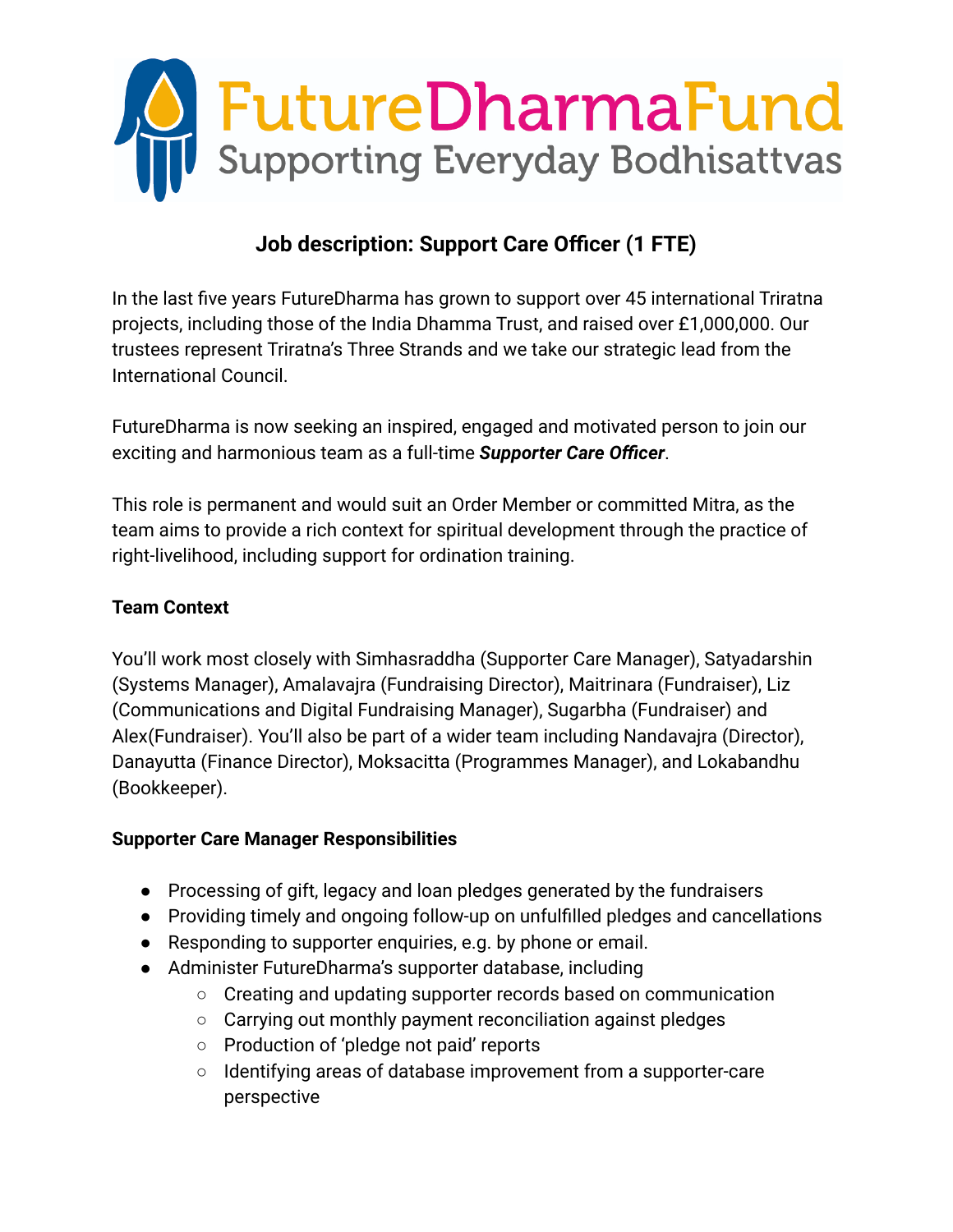FutureDharmaFund
Supporting Everyday Bodhisattvas

## Job description: Support Care Officer (1 FTE)

In the last five years FutureDharma has grown to support over 45 international Triratna projects, including those of the India Dhamma Trust, and raised over £1,000,000. Our trustees represent Triratna's Three Strands and we take our strategic lead from the International Council.

FutureDharma is now seeking an inspired, engaged and motivated person to join our exciting and harmonious team as a full-time ***Supporter Care Officer***.

This role is permanent and would suit an Order Member or committed Mitra, as the team aims to provide a rich context for spiritual development through the practice of right-livelihood, including support for ordination training.

**Team Context**

You'll work most closely with Simhasraddha (Supporter Care Manager), Satyadarshin (Systems Manager), Amalavajra (Fundraising Director), Maitrinara (Fundraiser), Liz (Communications and Digital Fundraising Manager), Sugarbha (Fundraiser) and Alex(Fundraiser). You'll also be part of a wider team including Nandavajra (Director), Danayutta (Finance Director), Moksacitta (Programmes Manager), and Lokabandhu (Bookkeeper).

**Supporter Care Manager Responsibilities**

- Processing of gift, legacy and loan pledges generated by the fundraisers
- Providing timely and ongoing follow-up on unfulfilled pledges and cancellations
- Responding to supporter enquiries, e.g. by phone or email.
- Administer FutureDharma's supporter database, including
  - Creating and updating supporter records based on communication
  - Carrying out monthly payment reconciliation against pledges
  - Production of 'pledge not paid' reports
  - Identifying areas of database improvement from a supporter-care perspective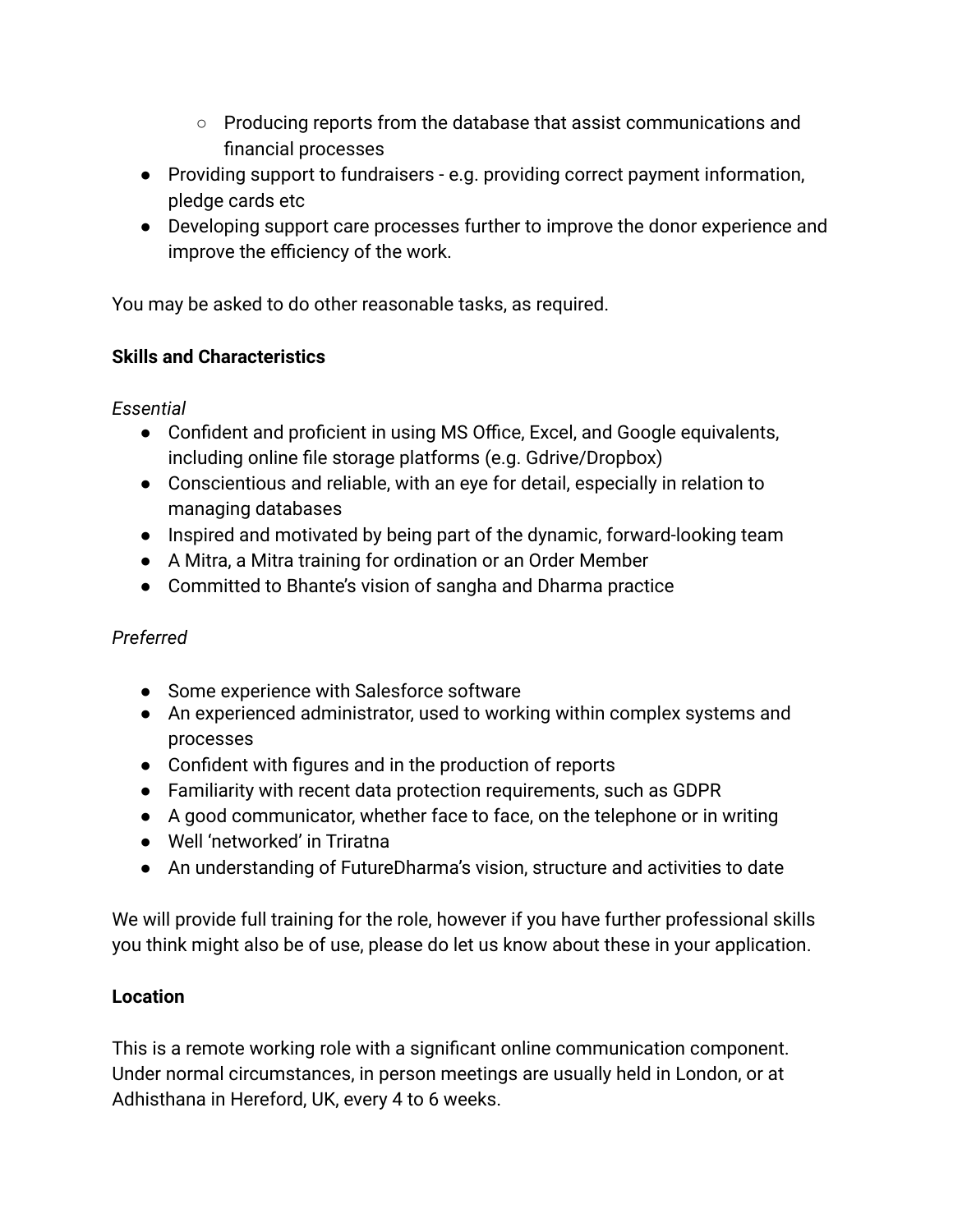- Producing reports from the database that assist communications and financial processes
- Providing support to fundraisers - e.g. providing correct payment information, pledge cards etc
- Developing support care processes further to improve the donor experience and improve the efficiency of the work.

You may be asked to do other reasonable tasks, as required.

**Skills and Characteristics**

*Essential*

- Confident and proficient in using MS Office, Excel, and Google equivalents, including online file storage platforms (e.g. Gdrive/Dropbox)
- Conscientious and reliable, with an eye for detail, especially in relation to managing databases
- Inspired and motivated by being part of the dynamic, forward-looking team
- A Mitra, a Mitra training for ordination or an Order Member
- Committed to Bhante's vision of sangha and Dharma practice

*Preferred*

- Some experience with Salesforce software
- An experienced administrator, used to working within complex systems and processes
- Confident with figures and in the production of reports
- Familiarity with recent data protection requirements, such as GDPR
- A good communicator, whether face to face, on the telephone or in writing
- Well 'networked' in Triratna
- An understanding of FutureDharma's vision, structure and activities to date

We will provide full training for the role, however if you have further professional skills you think might also be of use, please do let us know about these in your application.

**Location**

This is a remote working role with a significant online communication component. Under normal circumstances, in person meetings are usually held in London, or at Adhisthana in Hereford, UK, every 4 to 6 weeks.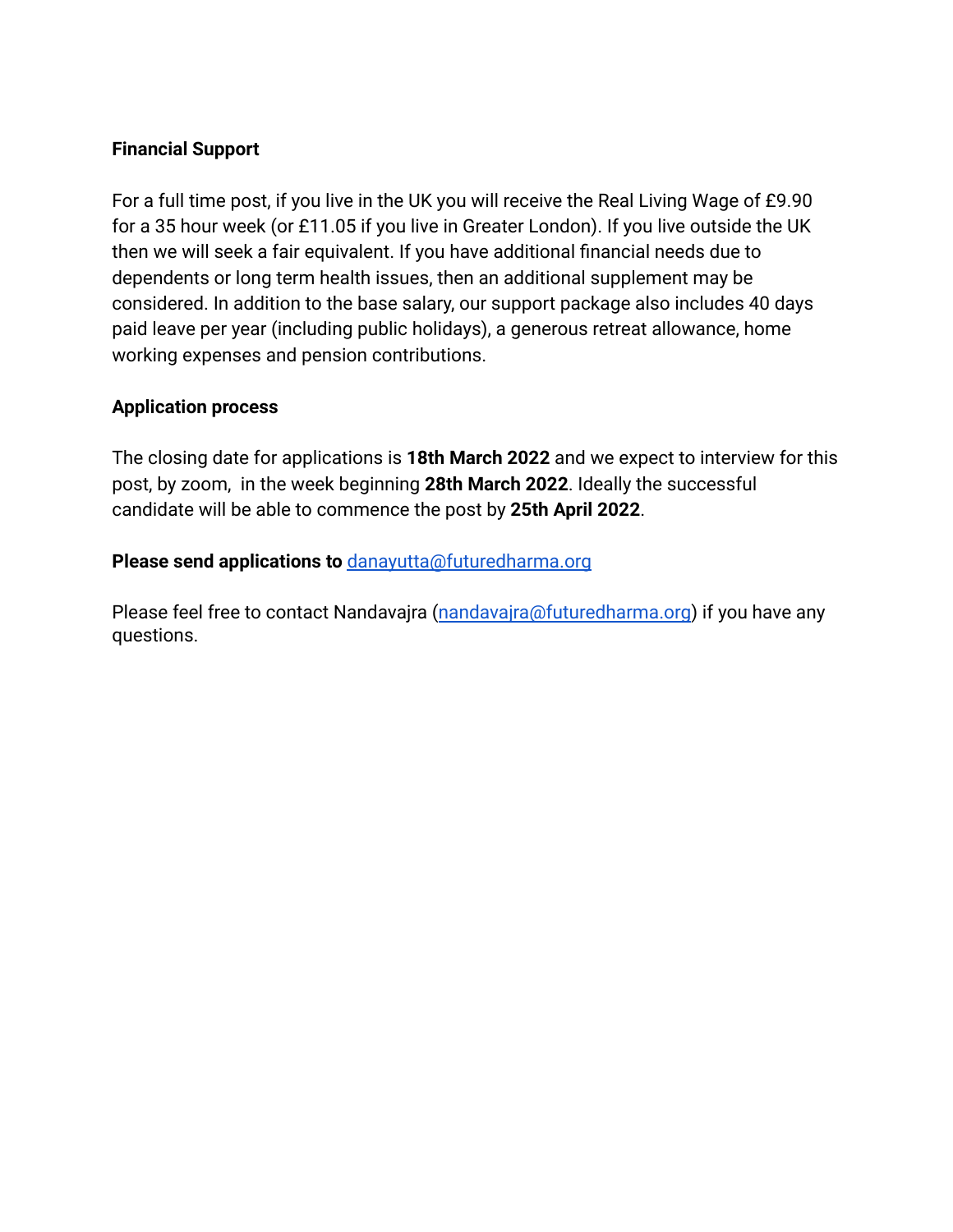**Financial Support**

For a full time post, if you live in the UK you will receive the Real Living Wage of £9.90 for a 35 hour week (or £11.05 if you live in Greater London). If you live outside the UK then we will seek a fair equivalent. If you have additional financial needs due to dependents or long term health issues, then an additional supplement may be considered. In addition to the base salary, our support package also includes 40 days paid leave per year (including public holidays), a generous retreat allowance, home working expenses and pension contributions.

**Application process**

The closing date for applications is **18th March 2022** and we expect to interview for this post, by zoom, in the week beginning **28th March 2022**. Ideally the successful candidate will be able to commence the post by **25th April 2022**.

**Please send applications to** danayutta@futuredharma.org

Please feel free to contact Nandavajra (nandavajra@futuredharma.org) if you have any questions.